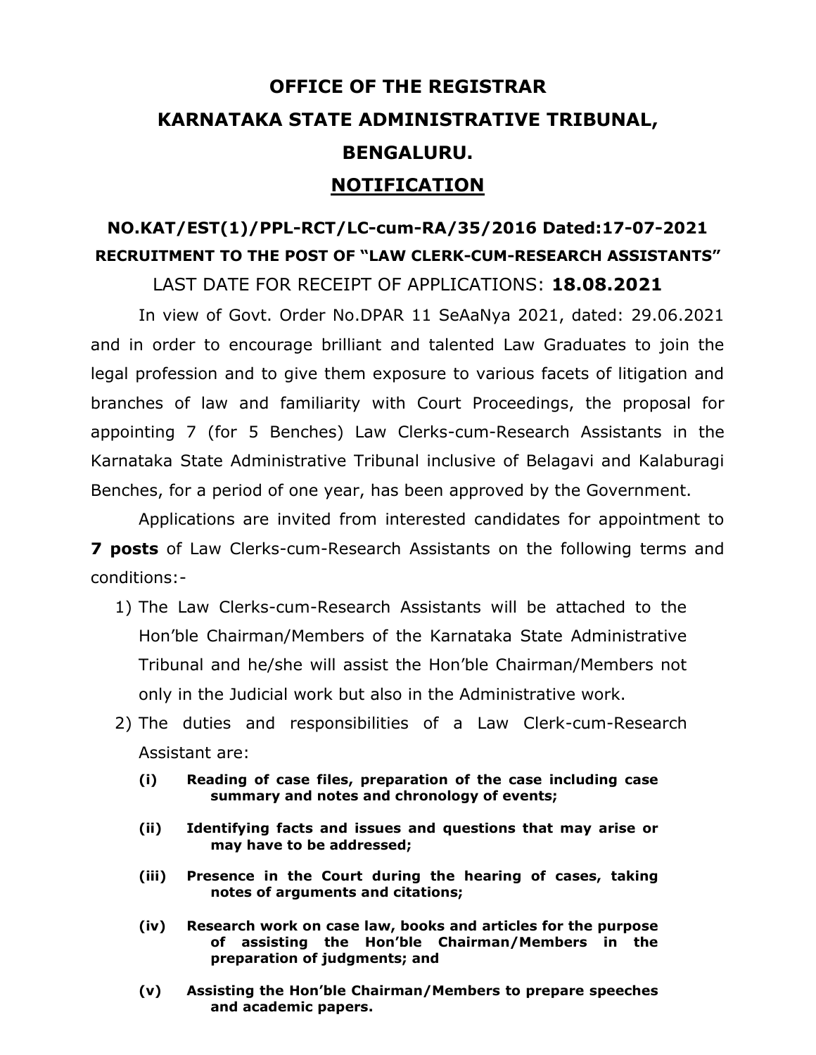# OFFICE OF THE REGISTRAR
# KARNATAKA STATE ADMINISTRATIVE TRIBUNAL, BENGALURU.
## NOTIFICATION

### NO.KAT/EST(1)/PPL-RCT/LC-cum-RA/35/2016 Dated:17-07-2021

**RECRUITMENT TO THE POST OF "LAW CLERK-CUM-RESEARCH ASSISTANTS"**

LAST DATE FOR RECEIPT OF APPLICATIONS: **18.08.2021**

In view of Govt. Order No.DPAR 11 SeAaNya 2021, dated: 29.06.2021 and in order to encourage brilliant and talented Law Graduates to join the legal profession and to give them exposure to various facets of litigation and branches of law and familiarity with Court Proceedings, the proposal for appointing 7 (for 5 Benches) Law Clerks-cum-Research Assistants in the Karnataka State Administrative Tribunal inclusive of Belagavi and Kalaburagi Benches, for a period of one year, has been approved by the Government.

Applications are invited from interested candidates for appointment to **7 posts** of Law Clerks-cum-Research Assistants on the following terms and conditions:-

1) The Law Clerks-cum-Research Assistants will be attached to the Hon'ble Chairman/Members of the Karnataka State Administrative Tribunal and he/she will assist the Hon'ble Chairman/Members not only in the Judicial work but also in the Administrative work.
2) The duties and responsibilities of a Law Clerk-cum-Research Assistant are:
    - **(i) Reading of case files, preparation of the case including case summary and notes and chronology of events;**
    - **(ii) Identifying facts and issues and questions that may arise or may have to be addressed;**
    - **(iii) Presence in the Court during the hearing of cases, taking notes of arguments and citations;**
    - **(iv) Research work on case law, books and articles for the purpose of assisting the Hon'ble Chairman/Members in the preparation of judgments; and**
    - **(v) Assisting the Hon'ble Chairman/Members to prepare speeches and academic papers.**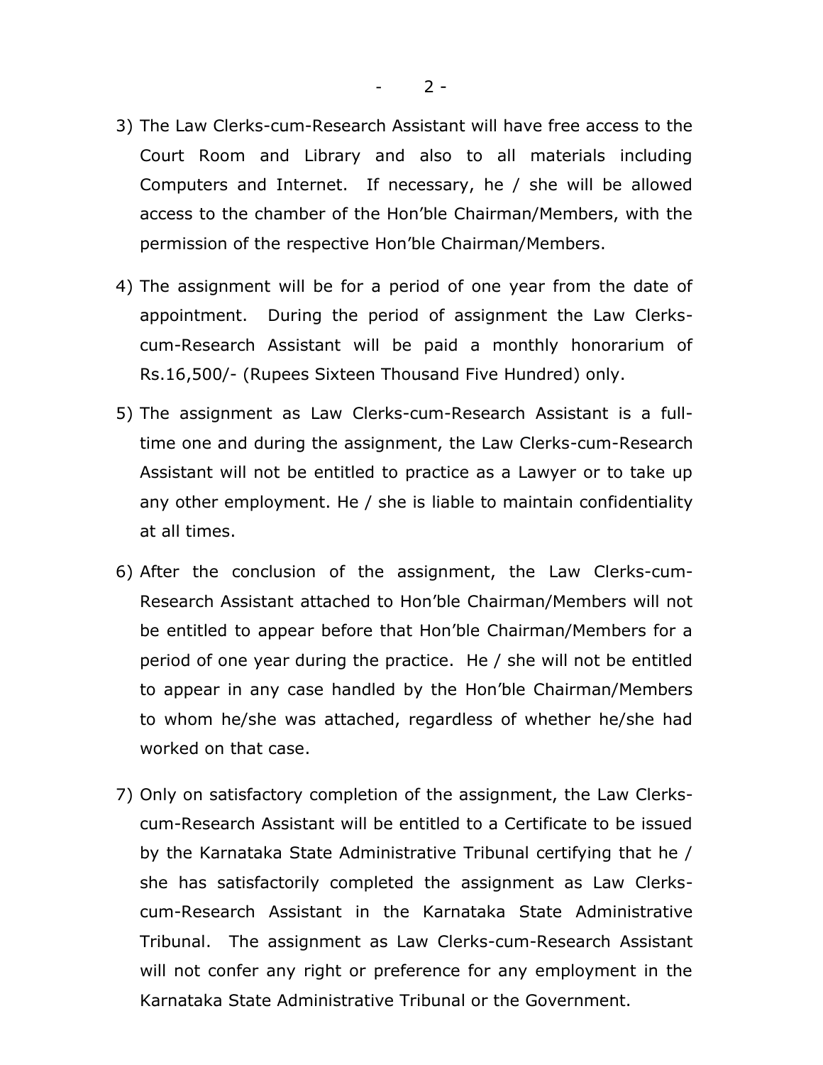3) The Law Clerks-cum-Research Assistant will have free access to the Court Room and Library and also to all materials including Computers and Internet. If necessary, he / she will be allowed access to the chamber of the Hon'ble Chairman/Members, with the permission of the respective Hon'ble Chairman/Members.

4) The assignment will be for a period of one year from the date of appointment. During the period of assignment the Law Clerks-cum-Research Assistant will be paid a monthly honorarium of Rs.16,500/- (Rupees Sixteen Thousand Five Hundred) only.

5) The assignment as Law Clerks-cum-Research Assistant is a full-time one and during the assignment, the Law Clerks-cum-Research Assistant will not be entitled to practice as a Lawyer or to take up any other employment. He / she is liable to maintain confidentiality at all times.

6) After the conclusion of the assignment, the Law Clerks-cum-Research Assistant attached to Hon'ble Chairman/Members will not be entitled to appear before that Hon'ble Chairman/Members for a period of one year during the practice. He / she will not be entitled to appear in any case handled by the Hon'ble Chairman/Members to whom he/she was attached, regardless of whether he/she had worked on that case.

7) Only on satisfactory completion of the assignment, the Law Clerks-cum-Research Assistant will be entitled to a Certificate to be issued by the Karnataka State Administrative Tribunal certifying that he / she has satisfactorily completed the assignment as Law Clerks-cum-Research Assistant in the Karnataka State Administrative Tribunal. The assignment as Law Clerks-cum-Research Assistant will not confer any right or preference for any employment in the Karnataka State Administrative Tribunal or the Government.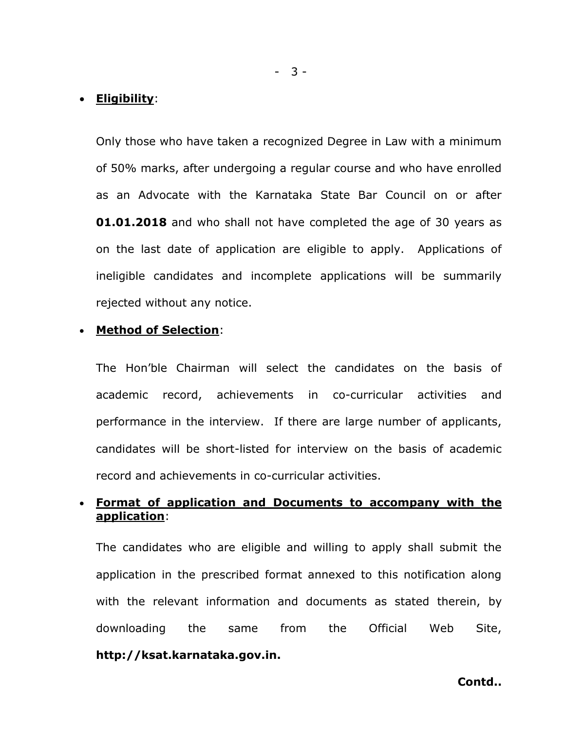- **Eligibility**:

  Only those who have taken a recognized Degree in Law with a minimum of 50% marks, after undergoing a regular course and who have enrolled as an Advocate with the Karnataka State Bar Council on or after **01.01.2018** and who shall not have completed the age of 30 years as on the last date of application are eligible to apply. Applications of ineligible candidates and incomplete applications will be summarily rejected without any notice.

- **Method of Selection**:

  The Hon'ble Chairman will select the candidates on the basis of academic record, achievements in co-curricular activities and performance in the interview. If there are large number of applicants, candidates will be short-listed for interview on the basis of academic record and achievements in co-curricular activities.

- **Format of application and Documents to accompany with the application**:

  The candidates who are eligible and willing to apply shall submit the application in the prescribed format annexed to this notification along with the relevant information and documents as stated therein, by downloading the same from the Official Web Site, **http://ksat.karnataka.gov.in.**

**Contd..**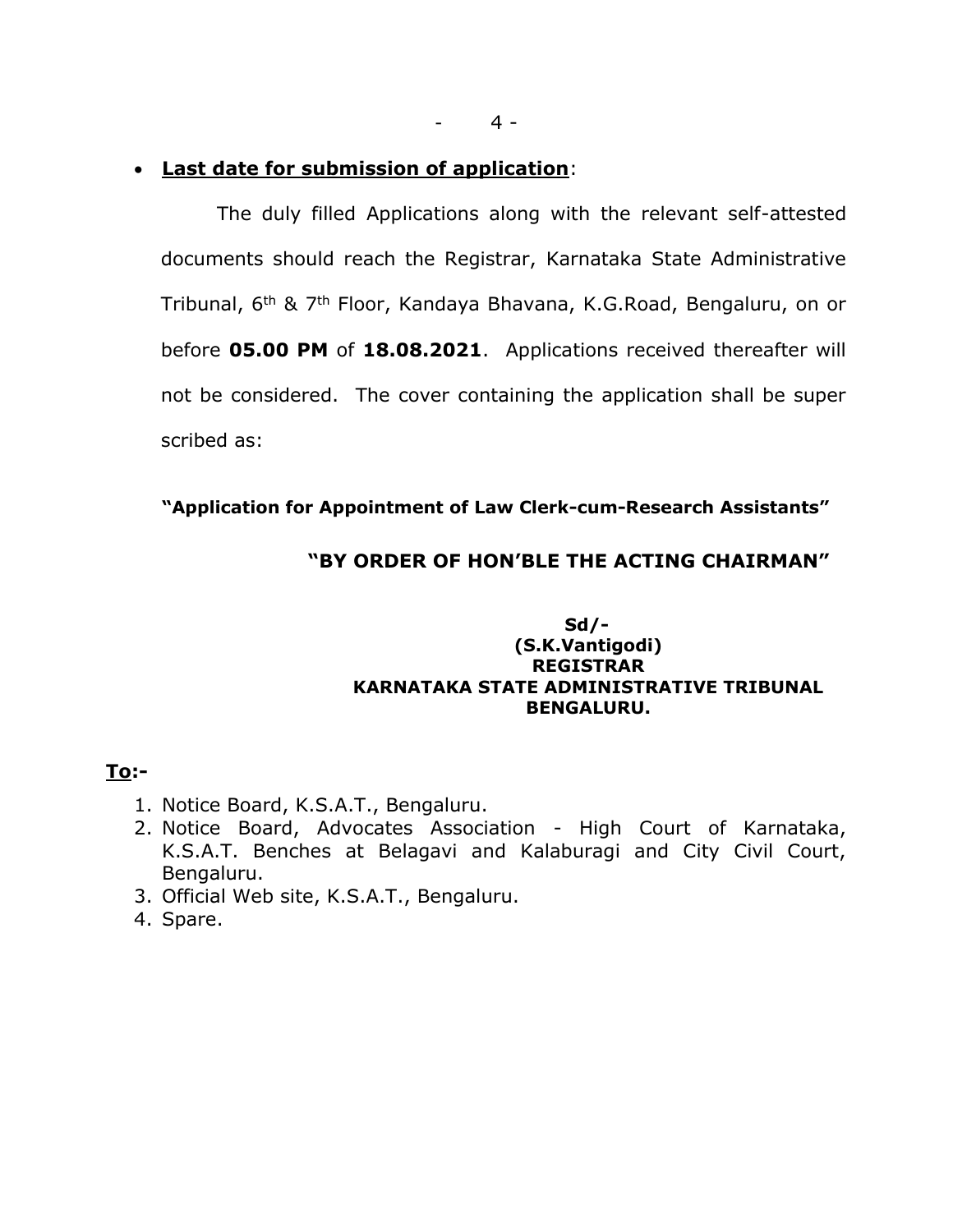- **Last date for submission of application**:

The duly filled Applications along with the relevant self-attested documents should reach the Registrar, Karnataka State Administrative Tribunal, 6th & 7th Floor, Kandaya Bhavana, K.G.Road, Bengaluru, on or before **05.00 PM** of **18.08.2021**. Applications received thereafter will not be considered. The cover containing the application shall be super scribed as:

**"Application for Appointment of Law Clerk-cum-Research Assistants"**

**"BY ORDER OF HON'BLE THE ACTING CHAIRMAN"**

**Sd/-**
**(S.K.Vantigodi)**
**REGISTRAR**
**KARNATAKA STATE ADMINISTRATIVE TRIBUNAL**
**BENGALURU.**

**To:-**

1. Notice Board, K.S.A.T., Bengaluru.
2. Notice Board, Advocates Association - High Court of Karnataka, K.S.A.T. Benches at Belagavi and Kalaburagi and City Civil Court, Bengaluru.
3. Official Web site, K.S.A.T., Bengaluru.
4. Spare.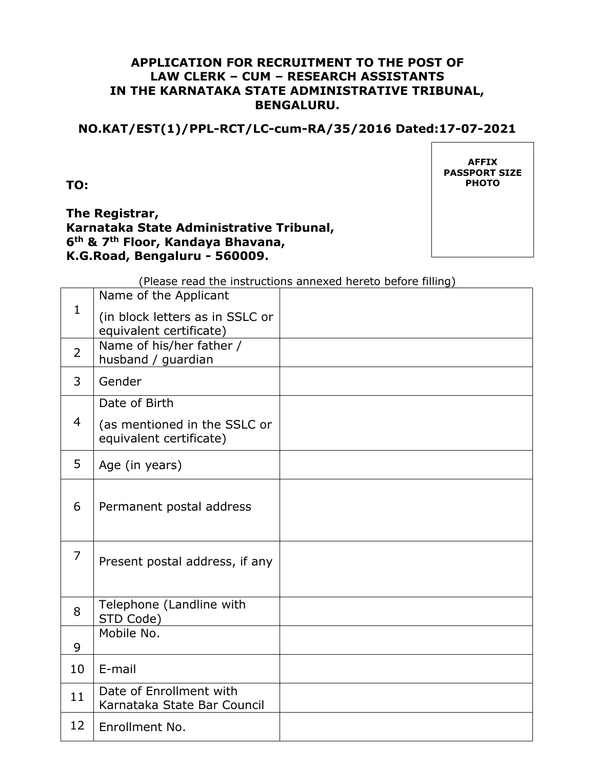**APPLICATION FOR RECRUITMENT TO THE POST OF LAW CLERK – CUM – RESEARCH ASSISTANTS IN THE KARNATAKA STATE ADMINISTRATIVE TRIBUNAL, BENGALURU.**

**NO.KAT/EST(1)/PPL-RCT/LC-cum-RA/35/2016 Dated:17-07-2021**

**AFFIX PASSPORT SIZE PHOTO**

**TO:**

**The Registrar,**
**Karnataka State Administrative Tribunal,**
**6th & 7th Floor, Kandaya Bhavana,**
**K.G.Road, Bengaluru - 560009.**

(Please read the instructions annexed hereto before filling)

| | | |
|---|---|---|
| 1 | Name of the Applicant (in block letters as in SSLC or equivalent certificate) | |
| 2 | Name of his/her father / husband / guardian | |
| 3 | Gender | |
| 4 | Date of Birth (as mentioned in the SSLC or equivalent certificate) | |
| 5 | Age (in years) | |
| 6 | Permanent postal address | |
| 7 | Present postal address, if any | |
| 8 | Telephone (Landline with STD Code) | |
| 9 | Mobile No. | |
| 10 | E-mail | |
| 11 | Date of Enrollment with Karnataka State Bar Council | |
| 12 | Enrollment No. | |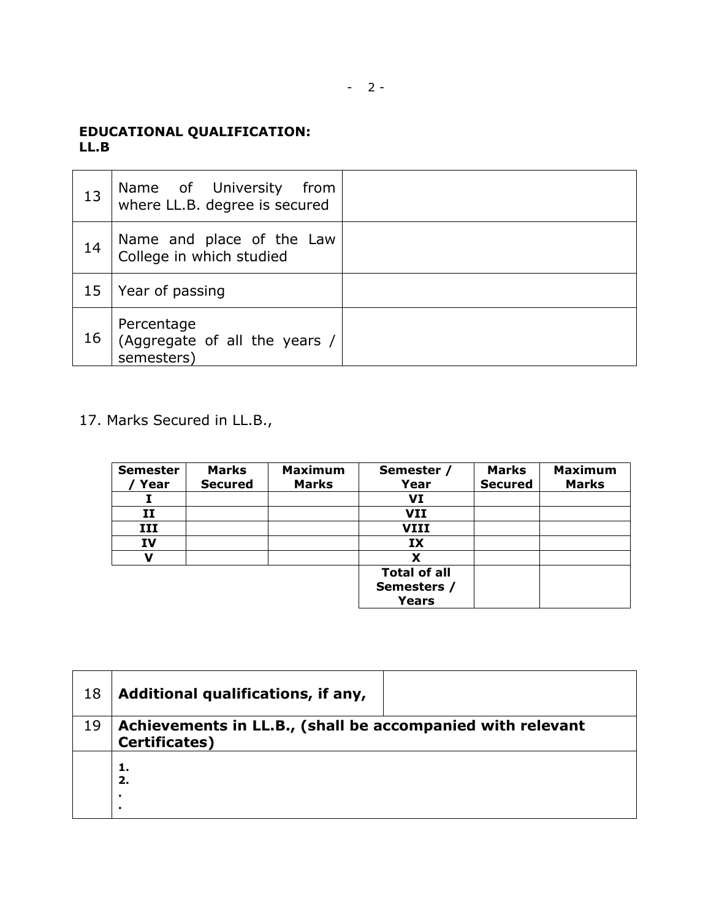**EDUCATIONAL QUALIFICATION:**
**LL.B**

| | | |
|---|---|---|
| 13 | Name of University from where LL.B. degree is secured | |
| 14 | Name and place of the Law College in which studied | |
| 15 | Year of passing | |
| 16 | Percentage (Aggregate of all the years / semesters) | |

17. Marks Secured in LL.B.,

| **Semester / Year** | **Marks Secured** | **Maximum Marks** | **Semester / Year** | **Marks Secured** | **Maximum Marks** |
|---|---|---|---|---|---|
| **I** | | | **VI** | | |
| **II** | | | **VII** | | |
| **III** | | | **VIII** | | |
| **IV** | | | **IX** | | |
| **V** | | | **X** | | |
| | | | **Total of all Semesters / Years** | | |

| | | |
|---|---|---|
| 18 | **Additional qualifications, if any,** | |
| 19 | **Achievements in LL.B., (shall be accompanied with relevant Certificates)** | |
| | **1.**<br>**2.**<br>**.**<br>**.** | |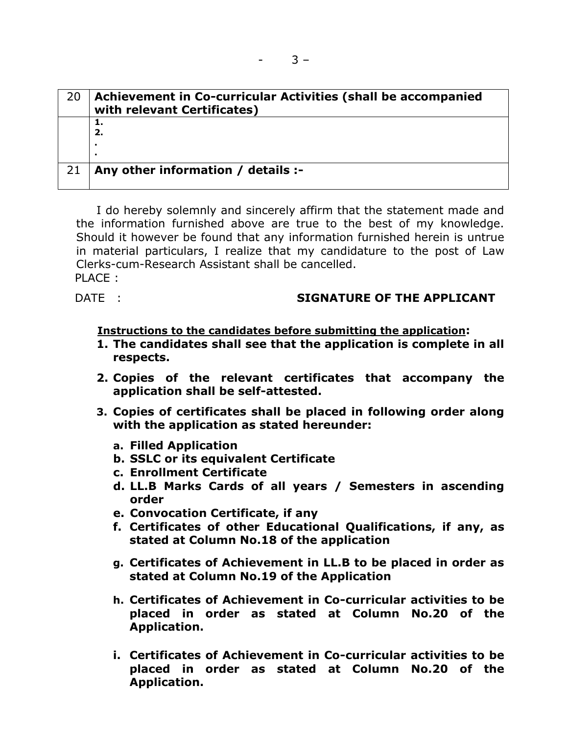| | |
|---|---|
| 20 | **Achievement in Co-curricular Activities (shall be accompanied with relevant Certificates)** |
| | **1.**<br>**2.**<br>**.**<br>**.** |
| 21 | **Any other information / details :-** |

I do hereby solemnly and sincerely affirm that the statement made and the information furnished above are true to the best of my knowledge. Should it however be found that any information furnished herein is untrue in material particulars, I realize that my candidature to the post of Law Clerks-cum-Research Assistant shall be cancelled.

PLACE :

DATE : **SIGNATURE OF THE APPLICANT**

**<u>Instructions to the candidates before submitting the application</u>:**

1. **The candidates shall see that the application is complete in all respects.**
2. **Copies of the relevant certificates that accompany the application shall be self-attested.**
3. **Copies of certificates shall be placed in following order along with the application as stated hereunder:**
    - a. **Filled Application**
    - b. **SSLC or its equivalent Certificate**
    - c. **Enrollment Certificate**
    - d. **LL.B Marks Cards of all years / Semesters in ascending order**
    - e. **Convocation Certificate, if any**
    - f. **Certificates of other Educational Qualifications, if any, as stated at Column No.18 of the application**
    - g. **Certificates of Achievement in LL.B to be placed in order as stated at Column No.19 of the Application**
    - h. **Certificates of Achievement in Co-curricular activities to be placed in order as stated at Column No.20 of the Application.**
    - i. **Certificates of Achievement in Co-curricular activities to be placed in order as stated at Column No.20 of the Application.**